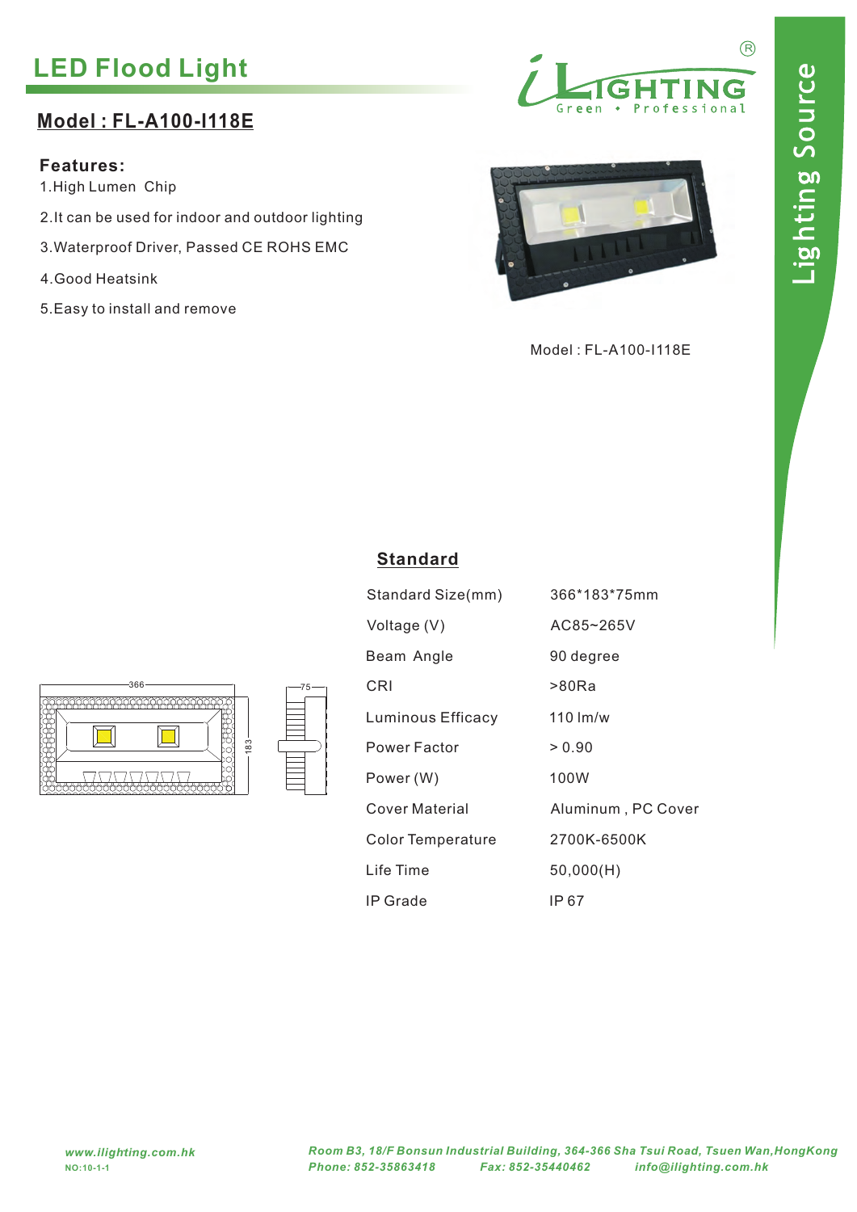# LED Flood Light

iLIGHTING®
Green • Professional

Lighting Source

## Model : FL-A100-I118E

**Features:**

1. High Lumen Chip
2. It can be used for indoor and outdoor lighting
3. Waterproof Driver, Passed CE ROHS EMC
4. Good Heatsink
5. Easy to install and remove

Model : FL-A100-I118E

366 | 183 | 75

## Standard

| | |
|---|---|
| Standard Size(mm) | 366*183*75mm |
| Voltage (V) | AC85~265V |
| Beam Angle | 90 degree |
| CRI | >80Ra |
| Luminous Efficacy | 110 lm/w |
| Power Factor | > 0.90 |
| Power (W) | 100W |
| Cover Material | Aluminum , PC Cover |
| Color Temperature | 2700K-6500K |
| Life Time | 50,000(H) |
| IP Grade | IP 67 |

*www.ilighting.com.hk*
NO:10-1-1

*Room B3, 18/F Bonsun Industrial Building, 364-366 Sha Tsui Road, Tsuen Wan,HongKong*
*Phone: 852-35863418 Fax: 852-35440462 info@ilighting.com.hk*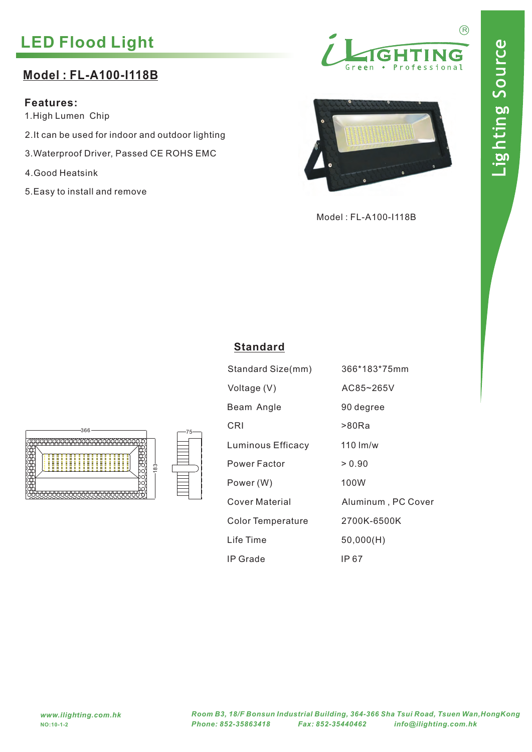# LED Flood Light

## Model : FL-A100-I118B

**Features:**

1. High Lumen Chip
2. It can be used for indoor and outdoor lighting
3. Waterproof Driver, Passed CE ROHS EMC
4. Good Heatsink
5. Easy to install and remove

Model : FL-A100-I118B

### Standard

| | |
|---|---|
| Standard Size(mm) | 366*183*75mm |
| Voltage (V) | AC85~265V |
| Beam Angle | 90 degree |
| CRI | >80Ra |
| Luminous Efficacy | 110 lm/w |
| Power Factor | > 0.90 |
| Power (W) | 100W |
| Cover Material | Aluminum , PC Cover |
| Color Temperature | 2700K-6500K |
| Life Time | 50,000(H) |
| IP Grade | IP 67 |

*www.ilighting.com.hk*

NO:10-1-2

*Room B3, 18/F Bonsun Industrial Building, 364-366 Sha Tsui Road, Tsuen Wan,HongKong*

*Phone: 852-35863418 Fax: 852-35440462 info@ilighting.com.hk*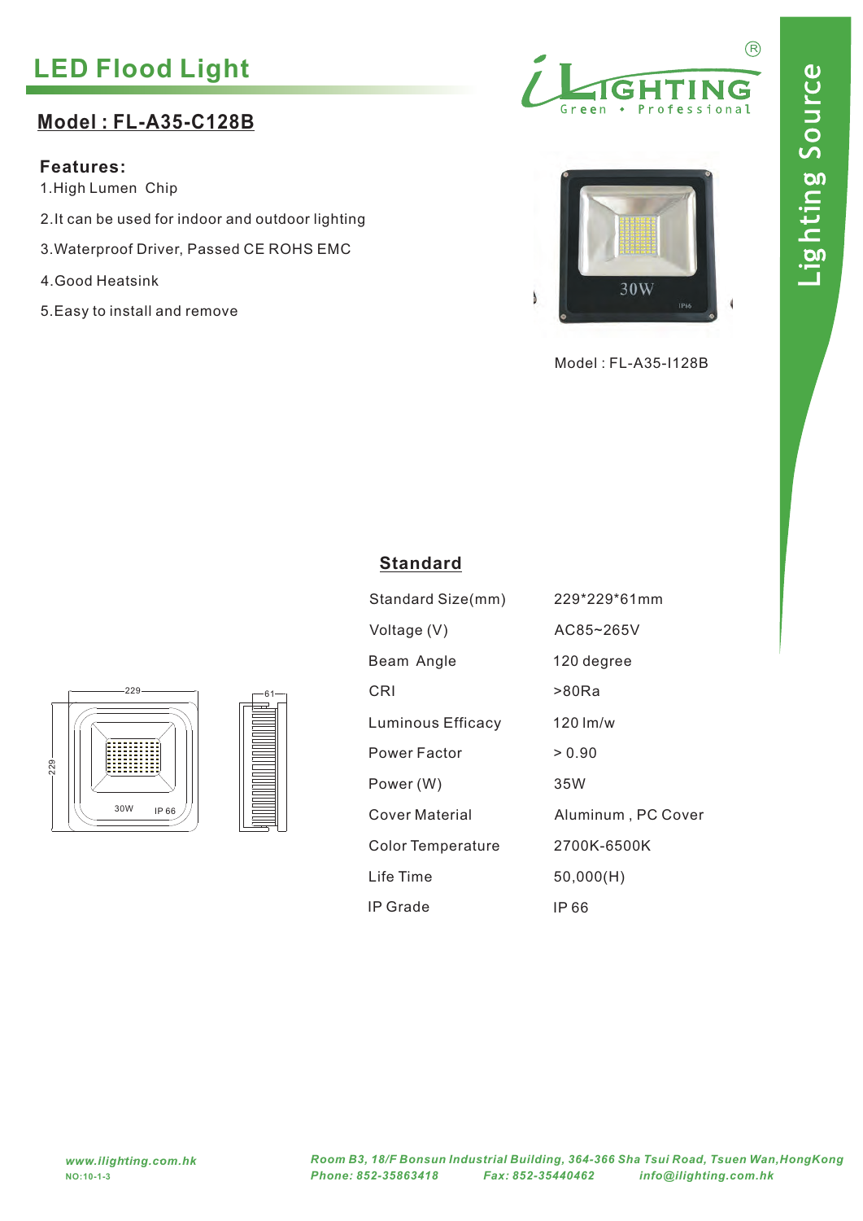# LED Flood Light

## Model : FL-A35-C128B

**Features:**

1. High Lumen Chip
2. It can be used for indoor and outdoor lighting
3. Waterproof Driver, Passed CE ROHS EMC
4. Good Heatsink
5. Easy to install and remove

Model : FL-A35-I128B

## Standard

| Standard Size(mm) | 229*229*61mm |
|---|---|
| Voltage (V) | AC85~265V |
| Beam Angle | 120 degree |
| CRI | >80Ra |
| Luminous Efficacy | 120 lm/w |
| Power Factor | > 0.90 |
| Power (W) | 35W |
| Cover Material | Aluminum , PC Cover |
| Color Temperature | 2700K-6500K |
| Life Time | 50,000(H) |
| IP Grade | IP 66 |

*www.ilighting.com.hk*
NO:10-1-3

*Room B3, 18/F Bonsun Industrial Building, 364-366 Sha Tsui Road, Tsuen Wan,HongKong*
*Phone: 852-35863418 Fax: 852-35440462 info@ilighting.com.hk*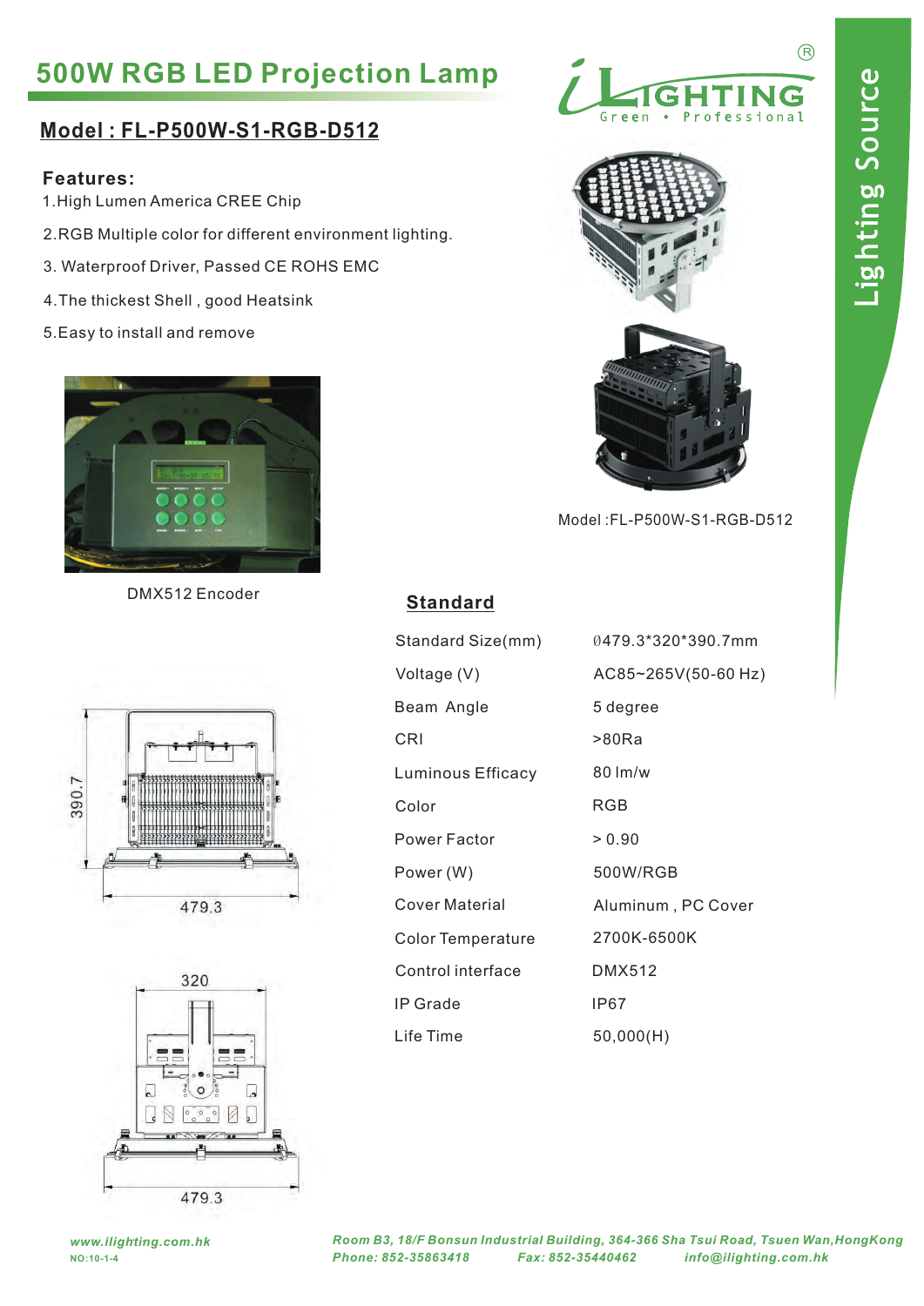# 500W RGB LED Projection Lamp

## Model : FL-P500W-S1-RGB-D512

**Features:**

1. High Lumen America CREE Chip
2. RGB Multiple color for different environment lighting.
3. Waterproof Driver, Passed CE ROHS EMC
4. The thickest Shell , good Heatsink
5. Easy to install and remove

DMX512 Encoder

Model :FL-P500W-S1-RGB-D512

### Standard

| | |
|---|---|
| Standard Size(mm) | Ø479.3*320*390.7mm |
| Voltage (V) | AC85~265V(50-60 Hz) |
| Beam Angle | 5 degree |
| CRI | >80Ra |
| Luminous Efficacy | 80 lm/w |
| Color | RGB |
| Power Factor | > 0.90 |
| Power (W) | 500W/RGB |
| Cover Material | Aluminum , PC Cover |
| Color Temperature | 2700K-6500K |
| Control interface | DMX512 |
| IP Grade | IP67 |
| Life Time | 50,000(H) |

390.7

479.3

320

479.3

*www.ilighting.com.hk*
NO:10-1-4

*Room B3, 18/F Bonsun Industrial Building, 364-366 Sha Tsui Road, Tsuen Wan,HongKong*
*Phone: 852-35863418 Fax: 852-35440462 info@ilighting.com.hk*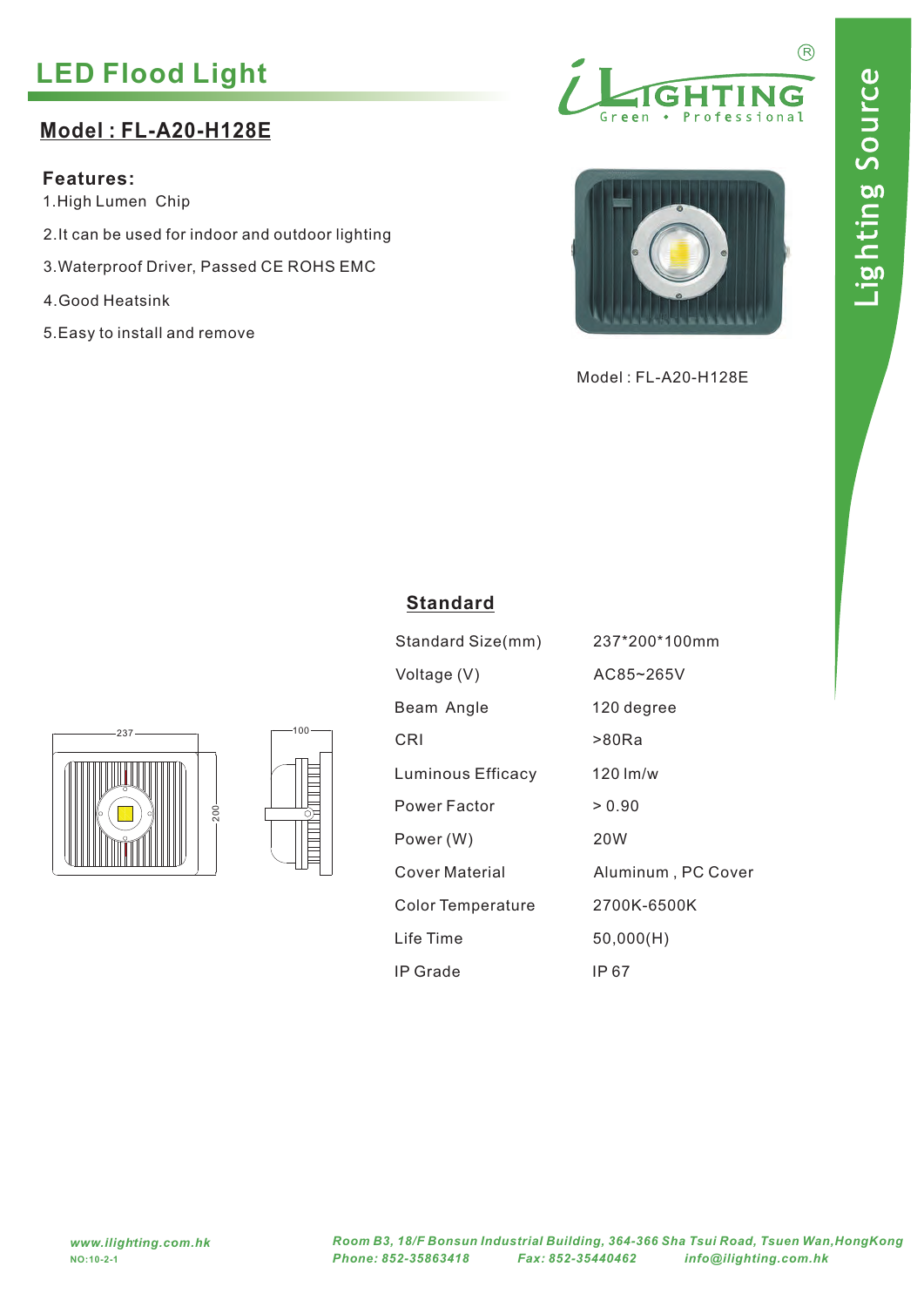# LED Flood Light

## Model : FL-A20-H128E

**Features:**

1. High Lumen Chip
2. It can be used for indoor and outdoor lighting
3. Waterproof Driver, Passed CE ROHS EMC
4. Good Heatsink
5. Easy to install and remove

Model : FL-A20-H128E

### Standard

| | |
|---|---|
| Standard Size(mm) | 237*200*100mm |
| Voltage (V) | AC85~265V |
| Beam Angle | 120 degree |
| CRI | >80Ra |
| Luminous Efficacy | 120 lm/w |
| Power Factor | > 0.90 |
| Power (W) | 20W |
| Cover Material | Aluminum , PC Cover |
| Color Temperature | 2700K-6500K |
| Life Time | 50,000(H) |
| IP Grade | IP 67 |

237

200

100

***www.ilighting.com.hk***

NO:10-2-1

***Room B3, 18/F Bonsun Industrial Building, 364-366 Sha Tsui Road, Tsuen Wan,HongKong***

***Phone: 852-35863418 Fax: 852-35440462 info@ilighting.com.hk***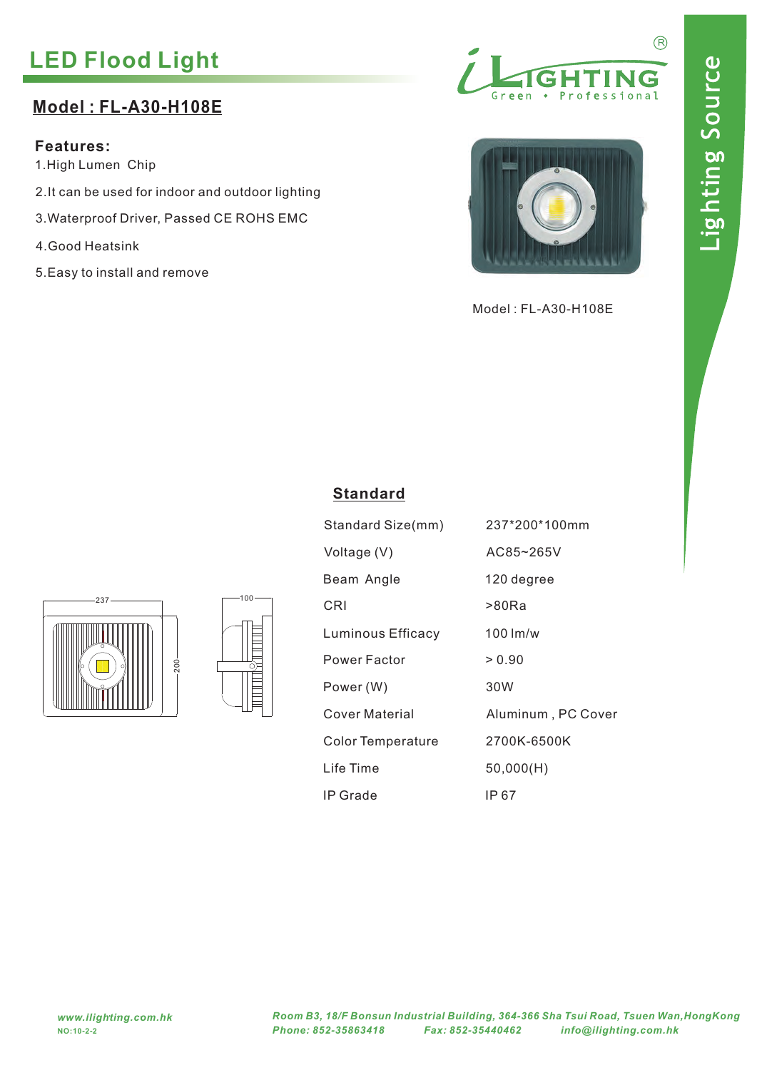# LED Flood Light

## Model : FL-A30-H108E

**Features:**

1. High Lumen Chip
2. It can be used for indoor and outdoor lighting
3. Waterproof Driver, Passed CE ROHS EMC
4. Good Heatsink
5. Easy to install and remove

Lighting Source

Model : FL-A30-H108E

## Standard

| | |
|---|---|
| Standard Size(mm) | 237*200*100mm |
| Voltage (V) | AC85~265V |
| Beam Angle | 120 degree |
| CRI | >80Ra |
| Luminous Efficacy | 100 lm/w |
| Power Factor | > 0.90 |
| Power (W) | 30W |
| Cover Material | Aluminum , PC Cover |
| Color Temperature | 2700K-6500K |
| Life Time | 50,000(H) |
| IP Grade | IP 67 |

237

200

100

*www.ilighting.com.hk*

NO:10-2-2

*Room B3, 18/F Bonsun Industrial Building, 364-366 Sha Tsui Road, Tsuen Wan,HongKong*

*Phone: 852-35863418 Fax: 852-35440462 info@ilighting.com.hk*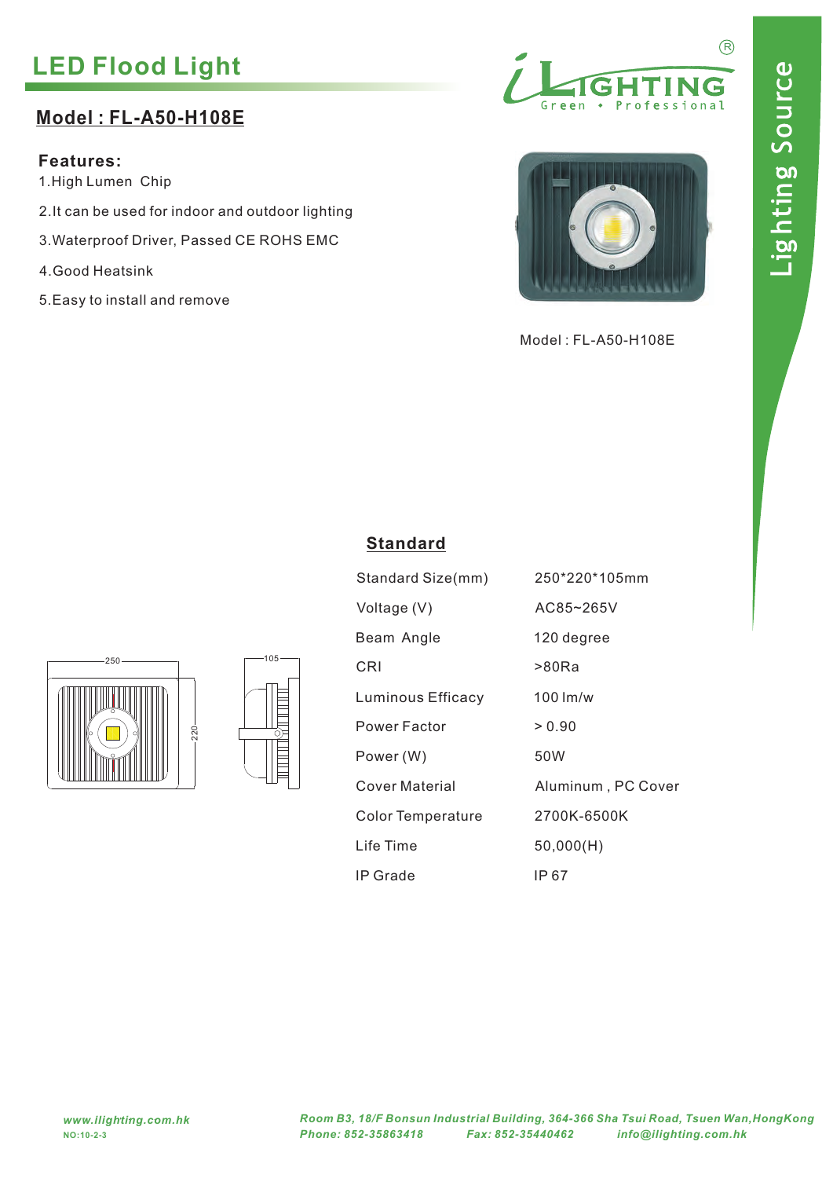# LED Flood Light

## Model : FL-A50-H108E

**Features:**

1. High Lumen Chip
2. It can be used for indoor and outdoor lighting
3. Waterproof Driver, Passed CE ROHS EMC
4. Good Heatsink
5. Easy to install and remove

Lighting Source

Model : FL-A50-H108E

### Standard

| | |
|---|---|
| Standard Size(mm) | 250*220*105mm |
| Voltage (V) | AC85~265V |
| Beam Angle | 120 degree |
| CRI | >80Ra |
| Luminous Efficacy | 100 lm/w |
| Power Factor | > 0.90 |
| Power (W) | 50W |
| Cover Material | Aluminum , PC Cover |
| Color Temperature | 2700K-6500K |
| Life Time | 50,000(H) |
| IP Grade | IP 67 |

*www.ilighting.com.hk*

NO:10-2-3

*Room B3, 18/F Bonsun Industrial Building, 364-366 Sha Tsui Road, Tsuen Wan,HongKong*

*Phone: 852-35863418 Fax: 852-35440462 info@ilighting.com.hk*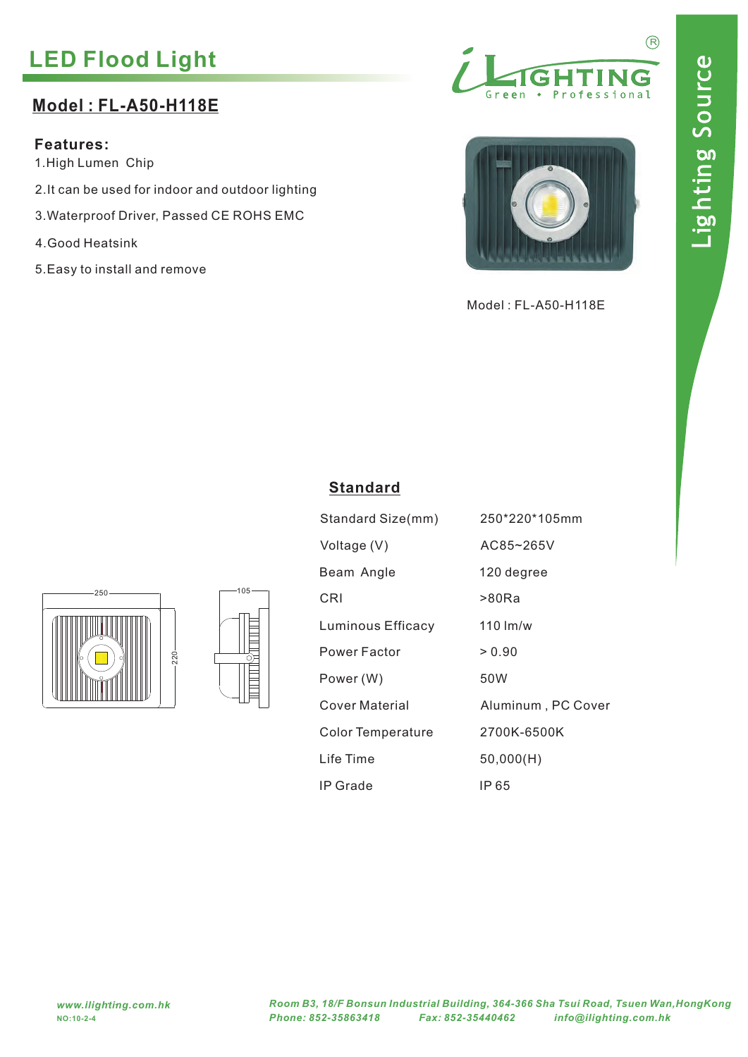# LED Flood Light

## Model : FL-A50-H118E

**Features:**

1. High Lumen Chip
2. It can be used for indoor and outdoor lighting
3. Waterproof Driver, Passed CE ROHS EMC
4. Good Heatsink
5. Easy to install and remove

Model : FL-A50-H118E

## Standard

| | |
|---|---|
| Standard Size(mm) | 250*220*105mm |
| Voltage (V) | AC85~265V |
| Beam Angle | 120 degree |
| CRI | >80Ra |
| Luminous Efficacy | 110 lm/w |
| Power Factor | > 0.90 |
| Power (W) | 50W |
| Cover Material | Aluminum , PC Cover |
| Color Temperature | 2700K-6500K |
| Life Time | 50,000(H) |
| IP Grade | IP 65 |

250
220
105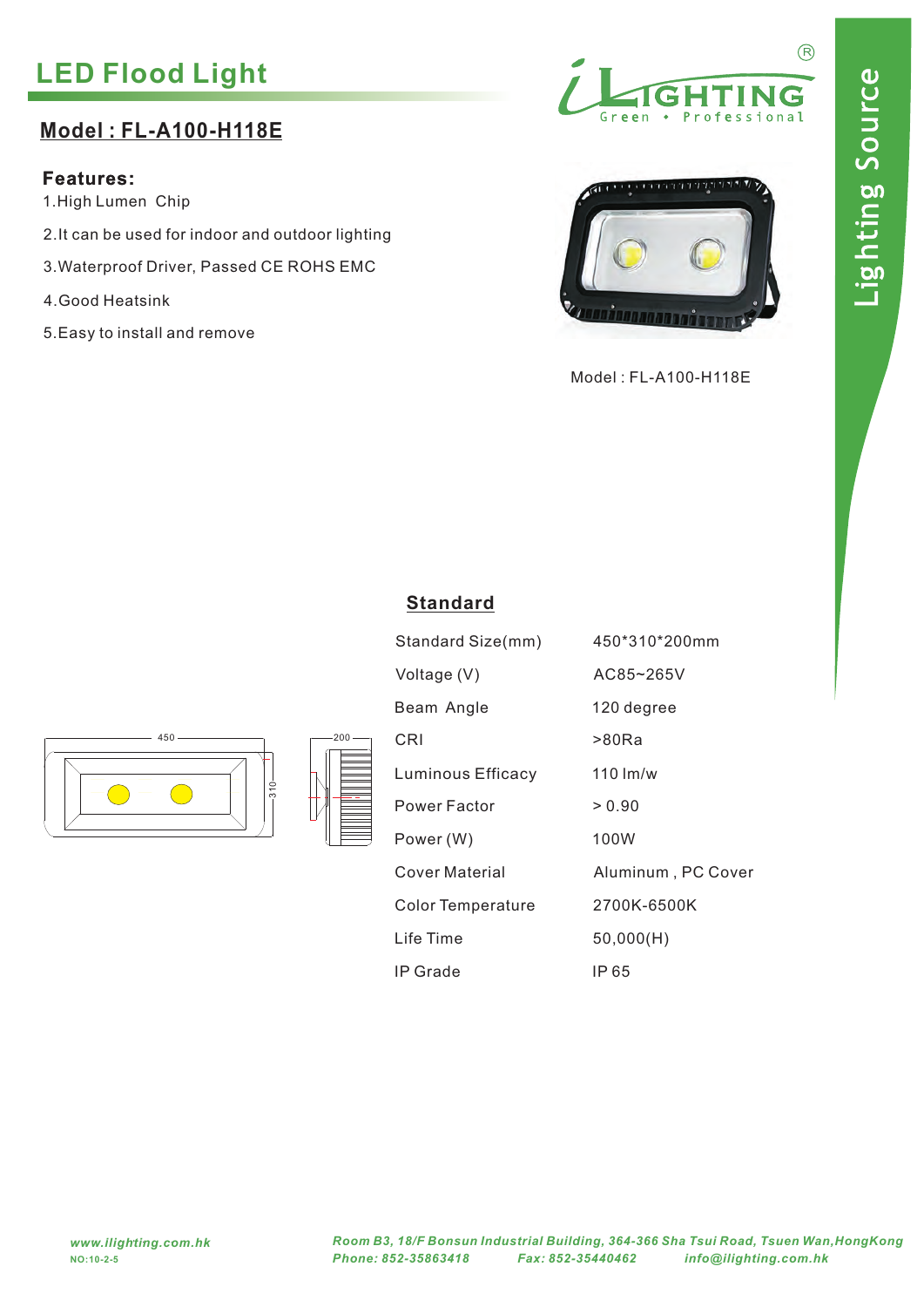# LED Flood Light

## Model : FL-A100-H118E

**Features:**

1. High Lumen Chip
2. It can be used for indoor and outdoor lighting
3. Waterproof Driver, Passed CE ROHS EMC
4. Good Heatsink
5. Easy to install and remove

Model : FL-A100-H118E

### Standard

| | |
|---|---|
| Standard Size(mm) | 450*310*200mm |
| Voltage (V) | AC85~265V |
| Beam Angle | 120 degree |
| CRI | >80Ra |
| Luminous Efficacy | 110 lm/w |
| Power Factor | > 0.90 |
| Power (W) | 100W |
| Cover Material | Aluminum , PC Cover |
| Color Temperature | 2700K-6500K |
| Life Time | 50,000(H) |
| IP Grade | IP 65 |

*www.ilighting.com.hk*

NO:10-2-5

*Room B3, 18/F Bonsun Industrial Building, 364-366 Sha Tsui Road, Tsuen Wan,HongKong*

*Phone: 852-35863418 Fax: 852-35440462 info@ilighting.com.hk*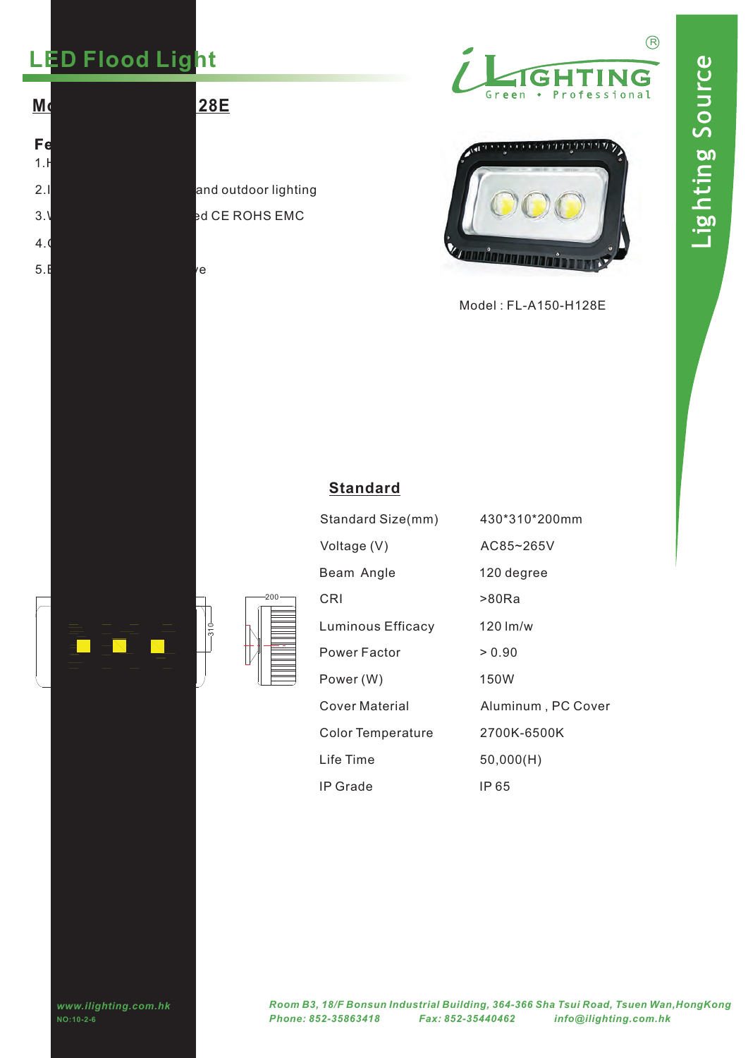## LED Flood Light

**Mo 28E**

**Fe**

1.H

2.I and outdoor lighting

3.V ed CE ROHS EMC

4.C

5.E ve

Model : FL-A150-H128E

### Standard

| Standard Size(mm) | 430*310*200mm |
|---|---|
| Voltage (V) | AC85~265V |
| Beam Angle | 120 degree |
| CRI | >80Ra |
| Luminous Efficacy | 120 lm/w |
| Power Factor | > 0.90 |
| Power (W) | 150W |
| Cover Material | Aluminum , PC Cover |
| Color Temperature | 2700K-6500K |
| Life Time | 50,000(H) |
| IP Grade | IP 65 |

310

200

*www.ilighting.com.hk*

NO:10-2-6

*Room B3, 18/F Bonsun Industrial Building, 364-366 Sha Tsui Road, Tsuen Wan,HongKong*

*Phone: 852-35863418 Fax: 852-35440462 info@ilighting.com.hk*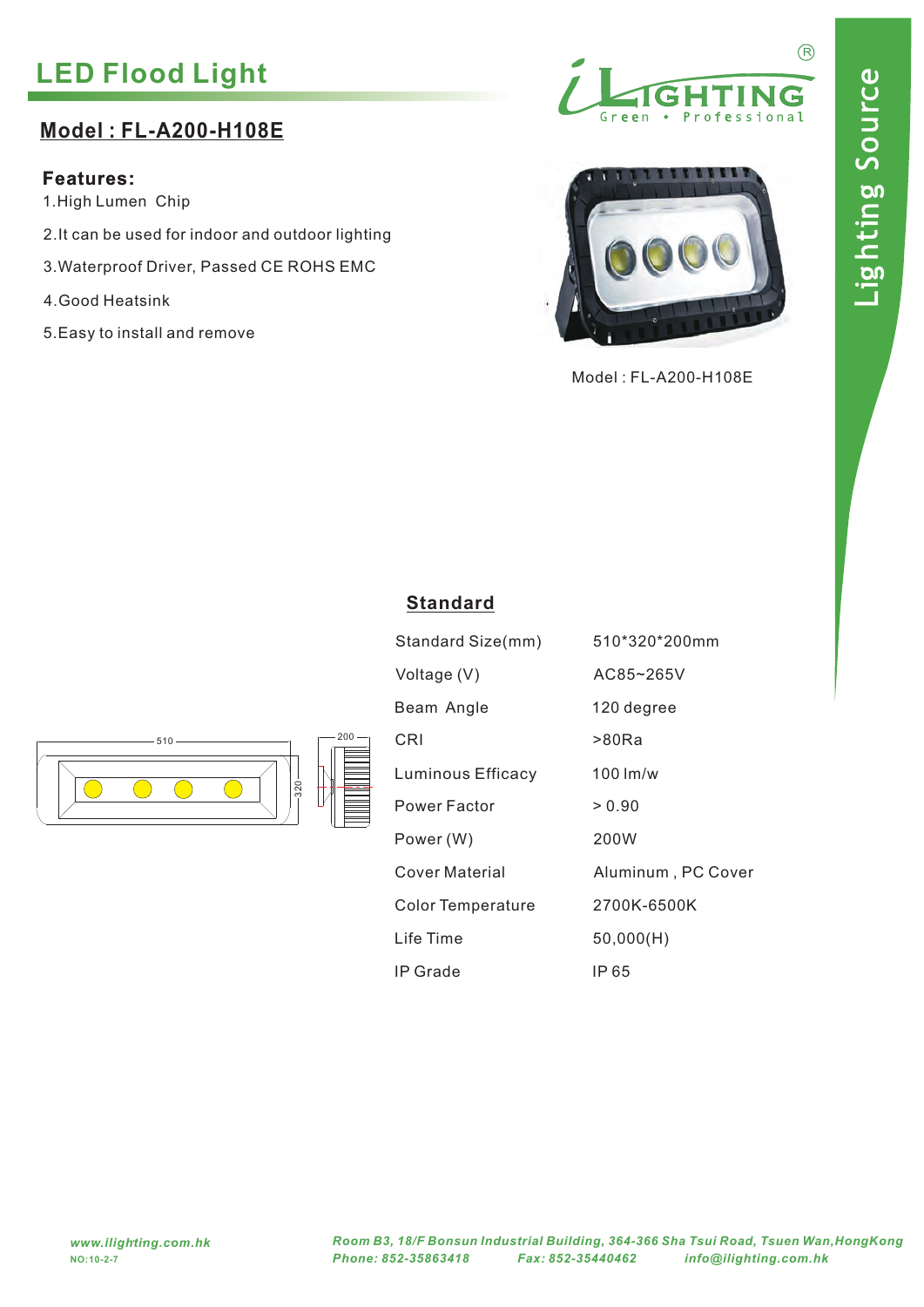# LED Flood Light

## Model : FL-A200-H108E

**Features:**

1. High Lumen Chip
2. It can be used for indoor and outdoor lighting
3. Waterproof Driver, Passed CE ROHS EMC
4. Good Heatsink
5. Easy to install and remove

Model : FL-A200-H108E

### Standard

| | |
|---|---|
| Standard Size(mm) | 510*320*200mm |
| Voltage (V) | AC85~265V |
| Beam Angle | 120 degree |
| CRI | >80Ra |
| Luminous Efficacy | 100 lm/w |
| Power Factor | > 0.90 |
| Power (W) | 200W |
| Cover Material | Aluminum , PC Cover |
| Color Temperature | 2700K-6500K |
| Life Time | 50,000(H) |
| IP Grade | IP 65 |

510 320 200

*www.ilighting.com.hk*

NO:10-2-7

*Room B3, 18/F Bonsun Industrial Building, 364-366 Sha Tsui Road, Tsuen Wan,HongKong*

*Phone: 852-35863418 Fax: 852-35440462 info@ilighting.com.hk*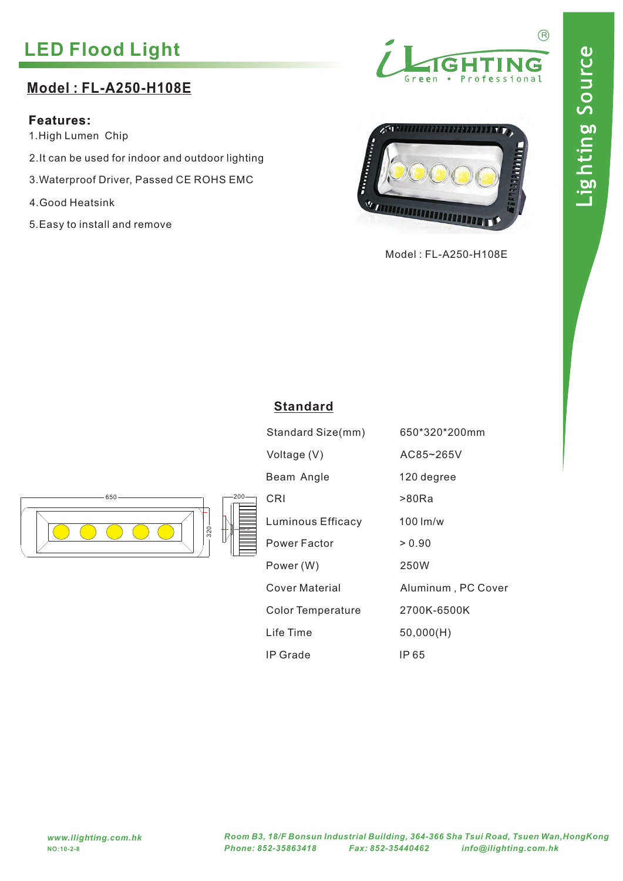# LED Flood Light

## Model : FL-A250-H108E

**Features:**

1. High Lumen Chip
2. It can be used for indoor and outdoor lighting
3. Waterproof Driver, Passed CE ROHS EMC
4. Good Heatsink
5. Easy to install and remove

Model : FL-A250-H108E

Lighting Source

## Standard

| Standard Size(mm) | 650*320*200mm |
|---|---|
| Voltage (V) | AC85~265V |
| Beam Angle | 120 degree |
| CRI | >80Ra |
| Luminous Efficacy | 100 lm/w |
| Power Factor | > 0.90 |
| Power (W) | 250W |
| Cover Material | Aluminum , PC Cover |
| Color Temperature | 2700K-6500K |
| Life Time | 50,000(H) |
| IP Grade | IP 65 |

650

320

200

*www.ilighting.com.hk*

NO:10-2-8

*Room B3, 18/F Bonsun Industrial Building, 364-366 Sha Tsui Road, Tsuen Wan,HongKong*

*Phone: 852-35863418 Fax: 852-35440462 info@ilighting.com.hk*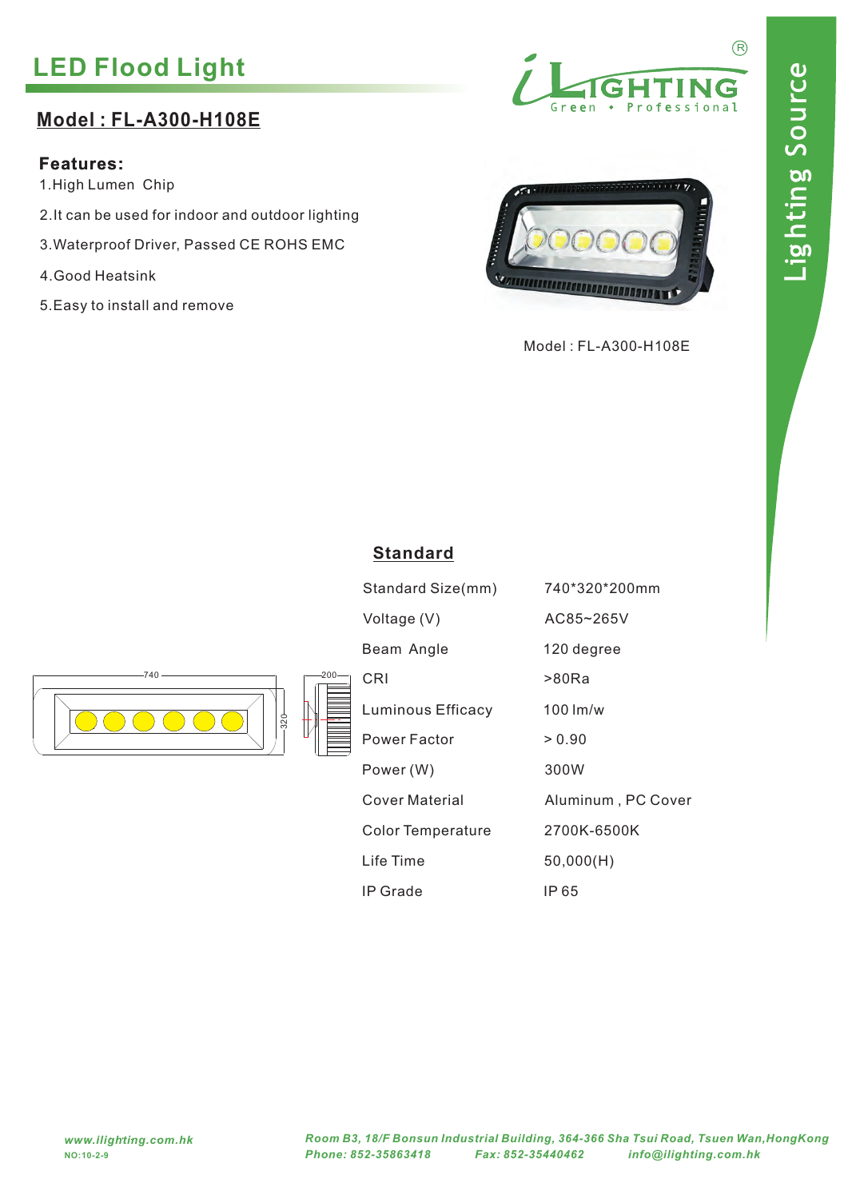# LED Flood Light

## Model : FL-A300-H108E

**Features:**

1. High Lumen Chip
2. It can be used for indoor and outdoor lighting
3. Waterproof Driver, Passed CE ROHS EMC
4. Good Heatsink
5. Easy to install and remove

Model : FL-A300-H108E

### Standard

| Standard Size(mm) | 740*320*200mm |
|---|---|
| Voltage (V) | AC85~265V |
| Beam Angle | 120 degree |
| CRI | >80Ra |
| Luminous Efficacy | 100 lm/w |
| Power Factor | > 0.90 |
| Power (W) | 300W |
| Cover Material | Aluminum , PC Cover |
| Color Temperature | 2700K-6500K |
| Life Time | 50,000(H) |
| IP Grade | IP 65 |

740 — 320 — 200

*www.ilighting.com.hk*
NO:10-2-9

*Room B3, 18/F Bonsun Industrial Building, 364-366 Sha Tsui Road, Tsuen Wan,HongKong*
*Phone: 852-35863418 Fax: 852-35440462 info@ilighting.com.hk*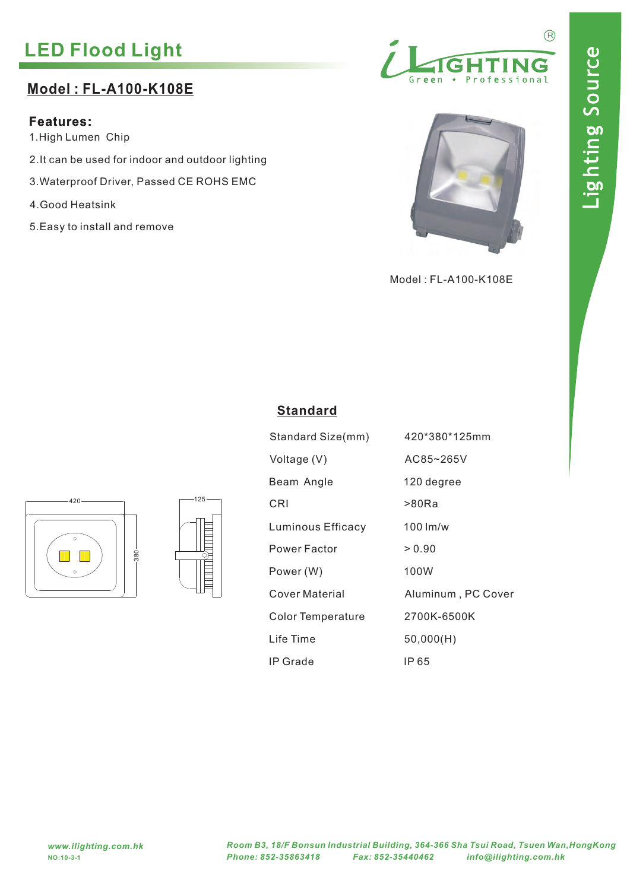# LED Flood Light

## Model : FL-A100-K108E

**Features:**

1. High Lumen Chip
2. It can be used for indoor and outdoor lighting
3. Waterproof Driver, Passed CE ROHS EMC
4. Good Heatsink
5. Easy to install and remove

Model : FL-A100-K108E

420

380

125

## Standard

| | |
|---|---|
| Standard Size(mm) | 420*380*125mm |
| Voltage (V) | AC85~265V |
| Beam Angle | 120 degree |
| CRI | >80Ra |
| Luminous Efficacy | 100 lm/w |
| Power Factor | > 0.90 |
| Power (W) | 100W |
| Cover Material | Aluminum , PC Cover |
| Color Temperature | 2700K-6500K |
| Life Time | 50,000(H) |
| IP Grade | IP 65 |

*www.ilighting.com.hk*
NO:10-3-1

*Room B3, 18/F Bonsun Industrial Building, 364-366 Sha Tsui Road, Tsuen Wan,HongKong*
*Phone: 852-35863418 Fax: 852-35440462 info@ilighting.com.hk*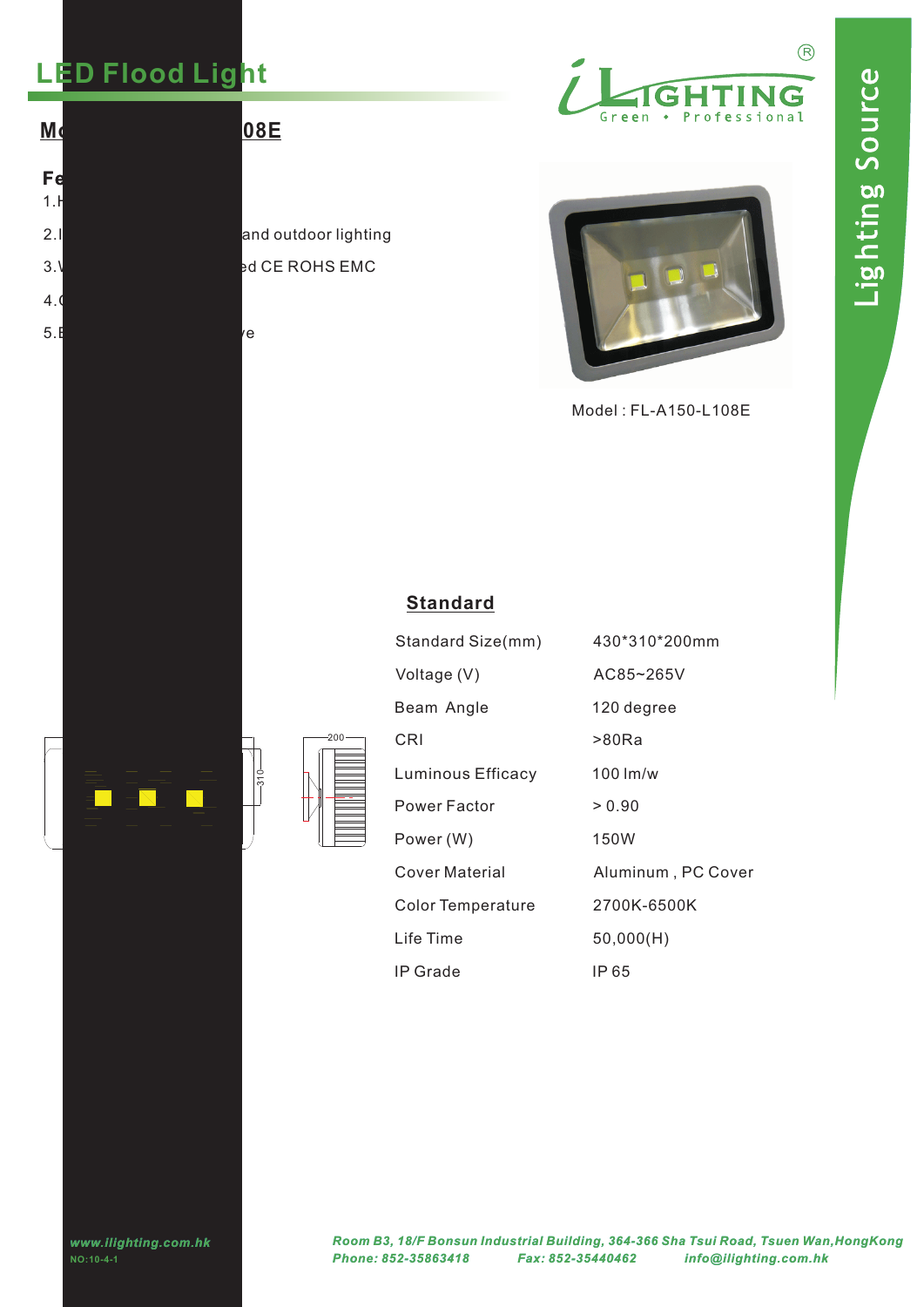# LED Flood Light

## Mo 08E

**Fe**

1.I

2.I and outdoor lighting

3.\ ed CE ROHS EMC

4.(

5.E ve

Model : FL-A150-L108E

### Standard

| Standard Size(mm) | 430*310*200mm |
|---|---|
| Voltage (V) | AC85~265V |
| Beam Angle | 120 degree |
| CRI | >80Ra |
| Luminous Efficacy | 100 lm/w |
| Power Factor | > 0.90 |
| Power (W) | 150W |
| Cover Material | Aluminum , PC Cover |
| Color Temperature | 2700K-6500K |
| Life Time | 50,000(H) |
| IP Grade | IP 65 |

*www.ilighting.com.hk*

NO:10-4-1

*Room B3, 18/F Bonsun Industrial Building, 364-366 Sha Tsui Road, Tsuen Wan,HongKong*

*Phone: 852-35863418 Fax: 852-35440462 info@ilighting.com.hk*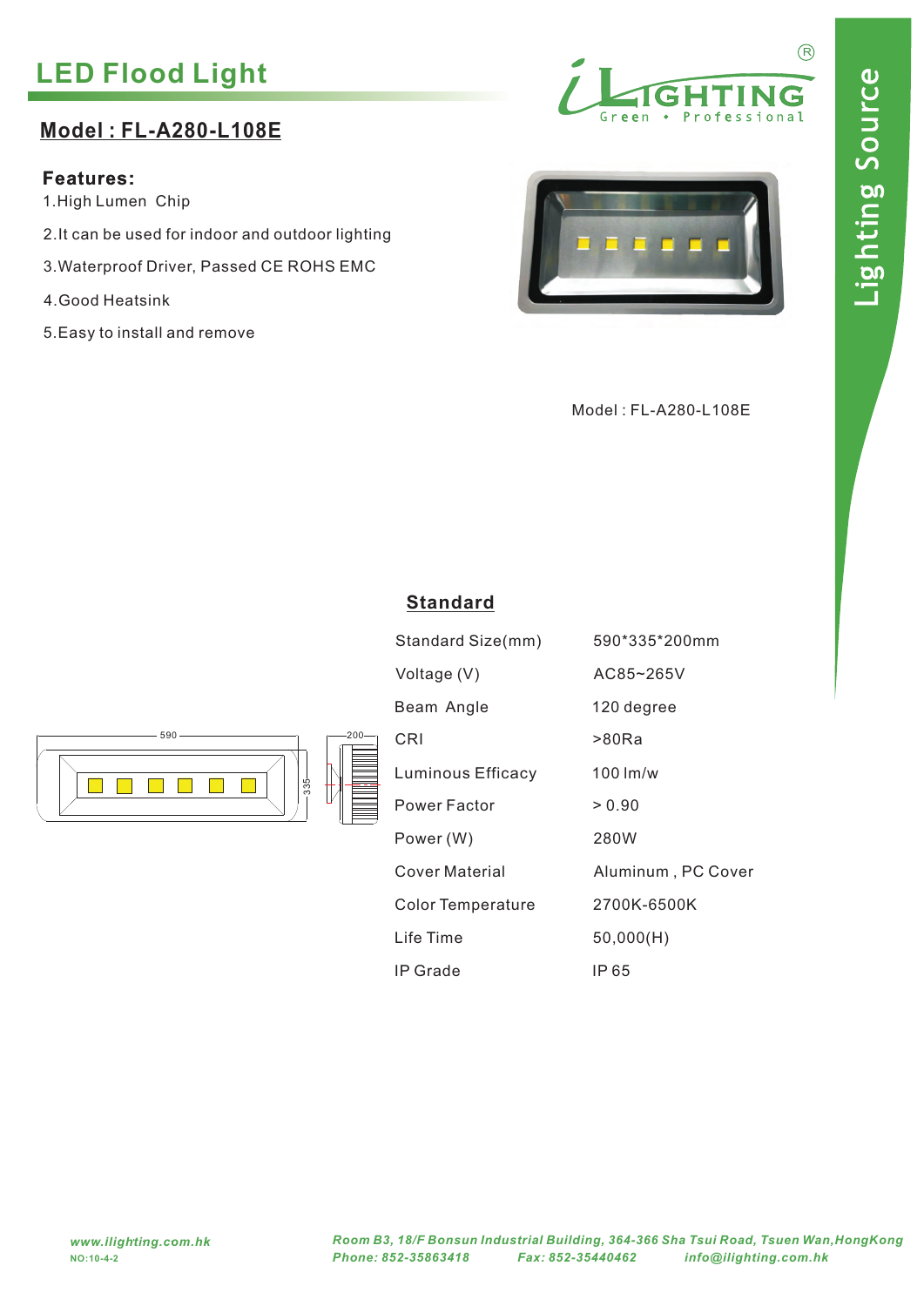# LED Flood Light

## Model : FL-A280-L108E

**Features:**

1. High Lumen Chip
2. It can be used for indoor and outdoor lighting
3. Waterproof Driver, Passed CE ROHS EMC
4. Good Heatsink
5. Easy to install and remove

Model : FL-A280-L108E

## Standard

| Standard Size(mm) | 590*335*200mm |
|---|---|
| Voltage (V) | AC85~265V |
| Beam Angle | 120 degree |
| CRI | >80Ra |
| Luminous Efficacy | 100 lm/w |
| Power Factor | > 0.90 |
| Power (W) | 280W |
| Cover Material | Aluminum , PC Cover |
| Color Temperature | 2700K-6500K |
| Life Time | 50,000(H) |
| IP Grade | IP 65 |

*www.ilighting.com.hk*
NO:10-4-2

*Room B3, 18/F Bonsun Industrial Building, 364-366 Sha Tsui Road, Tsuen Wan,HongKong*
*Phone: 852-35863418 Fax: 852-35440462 info@ilighting.com.hk*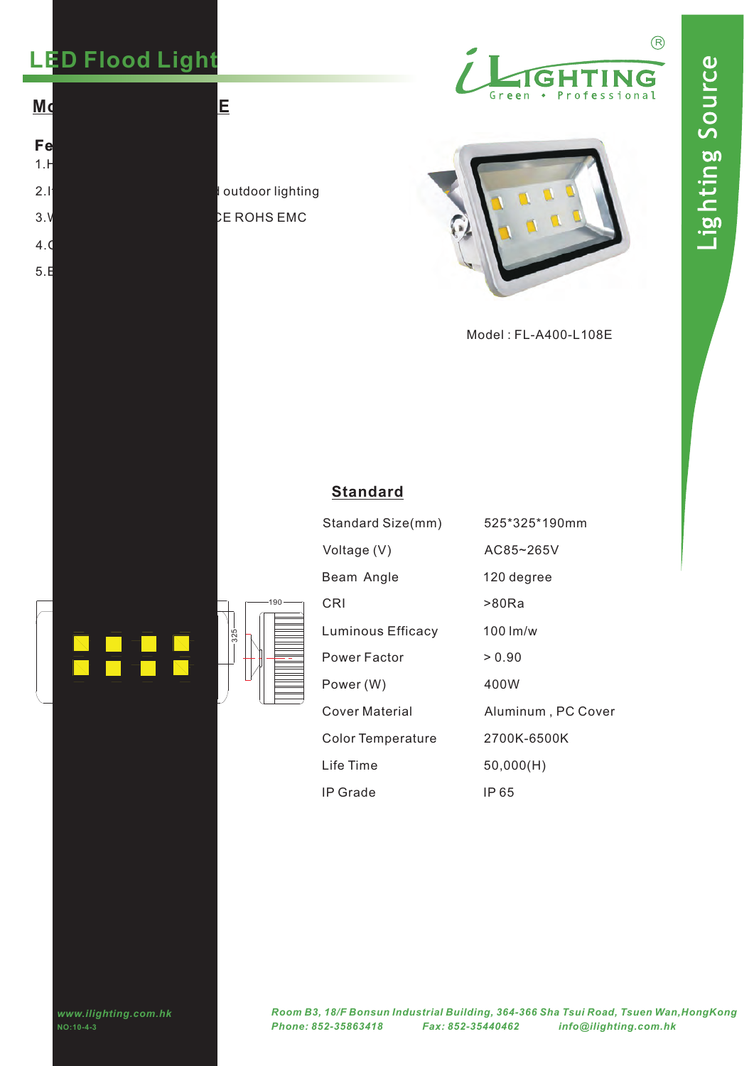# LED Flood Light

## Mo E

**Fe**

1.H

2.I outdoor lighting

3.V CE ROHS EMC

4.C

5.E

Model : FL-A400-L108E

190

325

## Standard

| | |
|---|---|
| Standard Size(mm) | 525*325*190mm |
| Voltage (V) | AC85~265V |
| Beam Angle | 120 degree |
| CRI | >80Ra |
| Luminous Efficacy | 100 lm/w |
| Power Factor | > 0.90 |
| Power (W) | 400W |
| Cover Material | Aluminum , PC Cover |
| Color Temperature | 2700K-6500K |
| Life Time | 50,000(H) |
| IP Grade | IP 65 |